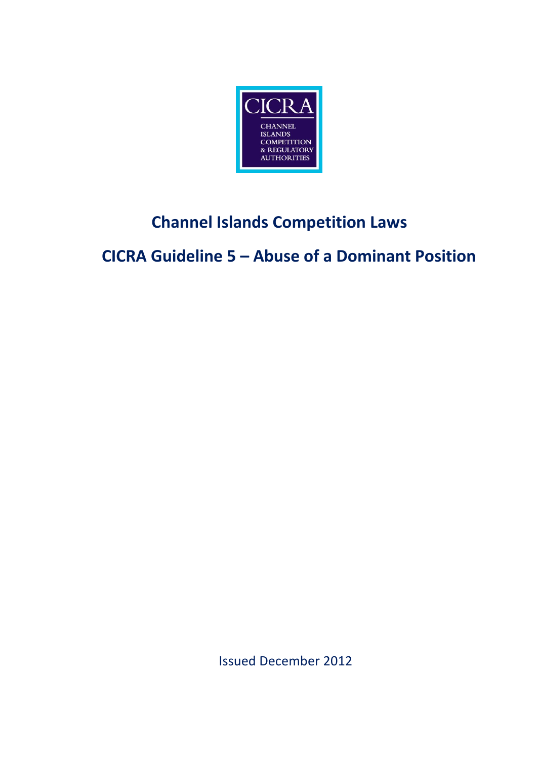CICRA

CHANNEL ISLANDS COMPETITION & REGULATORY AUTHORITIES

# Channel Islands Competition Laws

# CICRA Guideline 5 – Abuse of a Dominant Position

Issued December 2012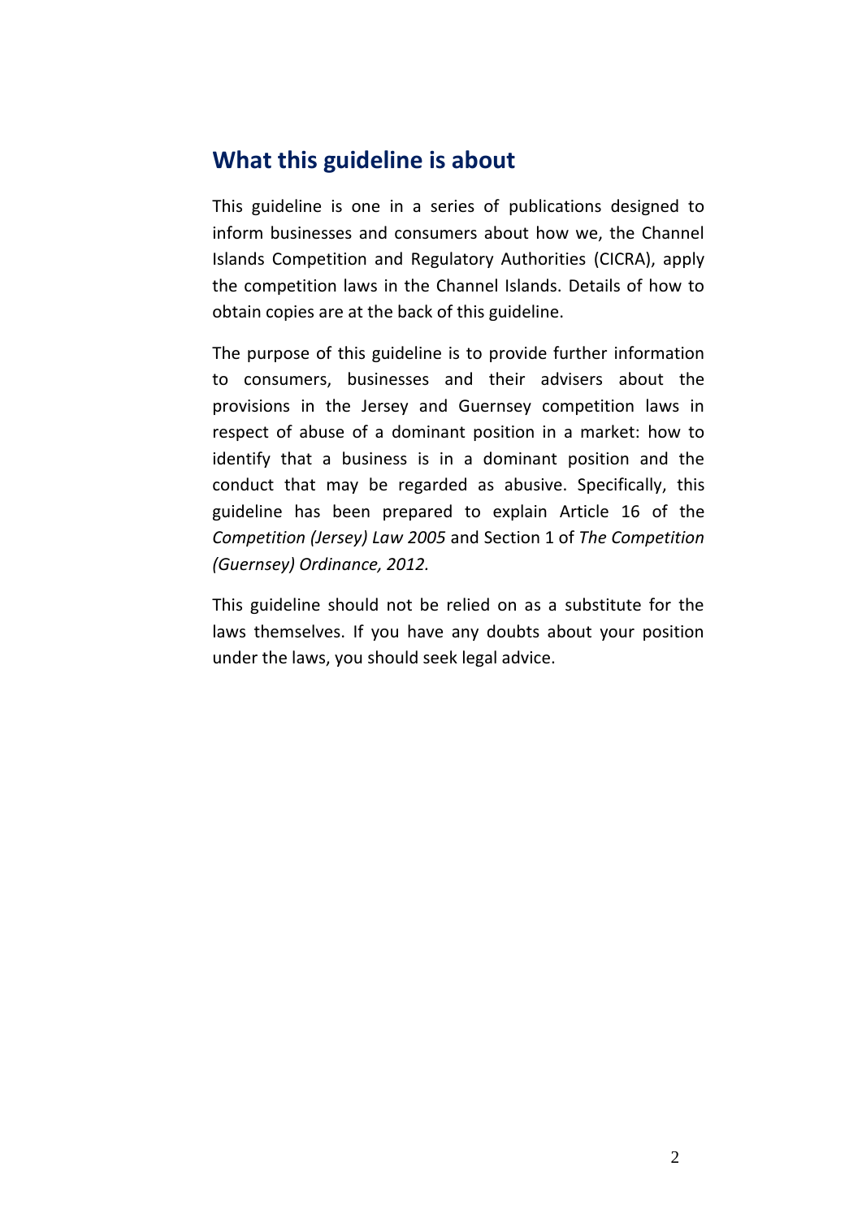## What this guideline is about

This guideline is one in a series of publications designed to inform businesses and consumers about how we, the Channel Islands Competition and Regulatory Authorities (CICRA), apply the competition laws in the Channel Islands. Details of how to obtain copies are at the back of this guideline.

The purpose of this guideline is to provide further information to consumers, businesses and their advisers about the provisions in the Jersey and Guernsey competition laws in respect of abuse of a dominant position in a market: how to identify that a business is in a dominant position and the conduct that may be regarded as abusive. Specifically, this guideline has been prepared to explain Article 16 of the *Competition (Jersey) Law 2005* and Section 1 of *The Competition (Guernsey) Ordinance, 2012*.

This guideline should not be relied on as a substitute for the laws themselves. If you have any doubts about your position under the laws, you should seek legal advice.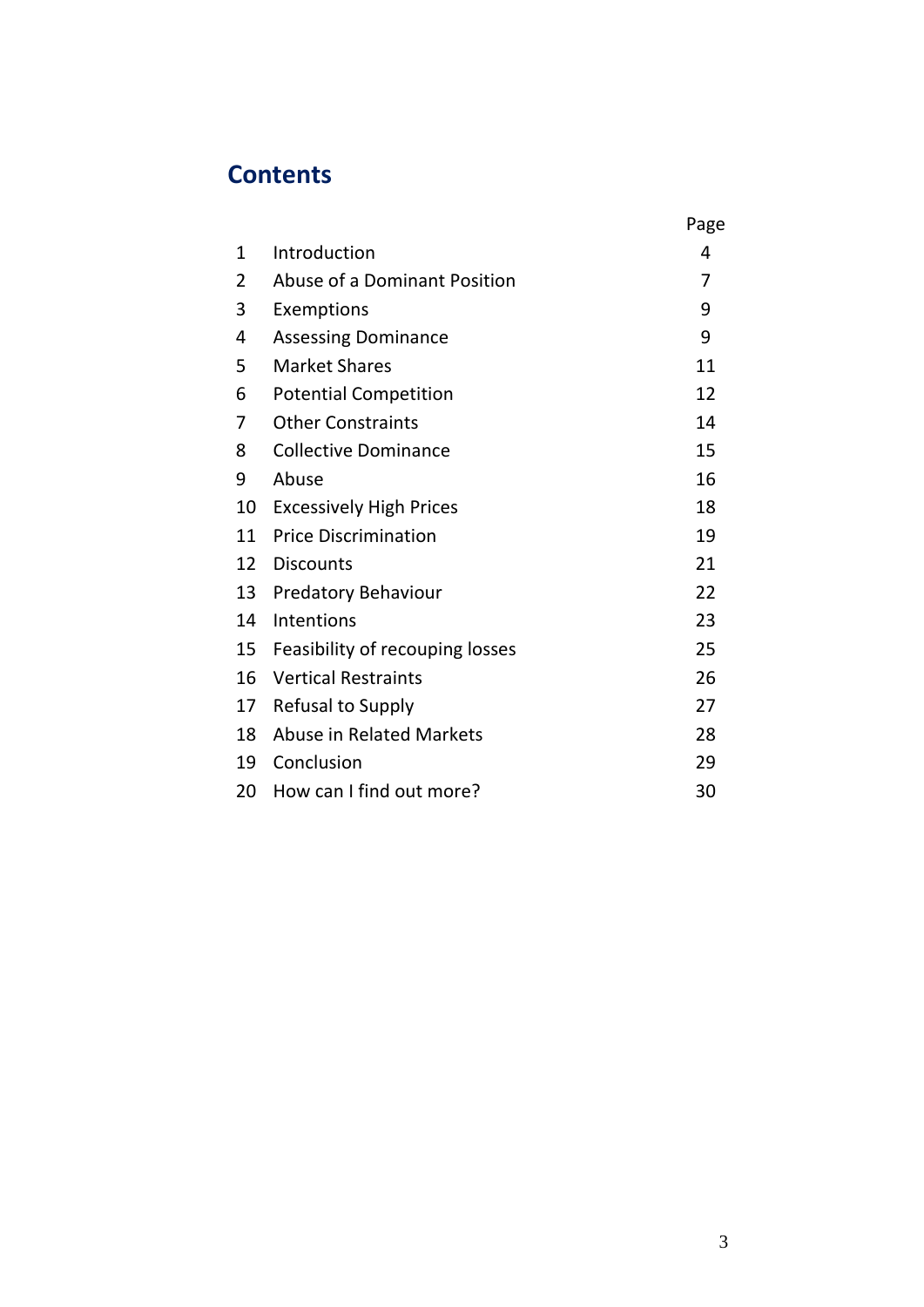## Contents

| | | Page |
|---|---|---|
| 1 | Introduction | 4 |
| 2 | Abuse of a Dominant Position | 7 |
| 3 | Exemptions | 9 |
| 4 | Assessing Dominance | 9 |
| 5 | Market Shares | 11 |
| 6 | Potential Competition | 12 |
| 7 | Other Constraints | 14 |
| 8 | Collective Dominance | 15 |
| 9 | Abuse | 16 |
| 10 | Excessively High Prices | 18 |
| 11 | Price Discrimination | 19 |
| 12 | Discounts | 21 |
| 13 | Predatory Behaviour | 22 |
| 14 | Intentions | 23 |
| 15 | Feasibility of recouping losses | 25 |
| 16 | Vertical Restraints | 26 |
| 17 | Refusal to Supply | 27 |
| 18 | Abuse in Related Markets | 28 |
| 19 | Conclusion | 29 |
| 20 | How can I find out more? | 30 |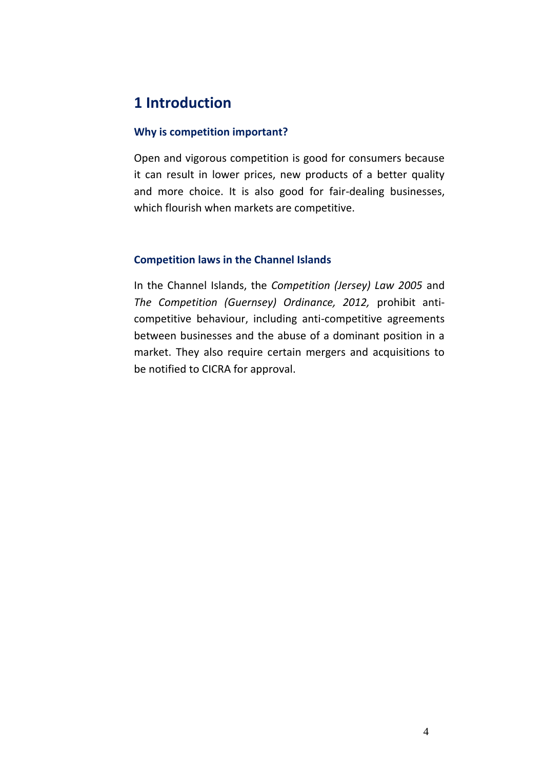# 1 Introduction

### Why is competition important?

Open and vigorous competition is good for consumers because it can result in lower prices, new products of a better quality and more choice. It is also good for fair-dealing businesses, which flourish when markets are competitive.

### Competition laws in the Channel Islands

In the Channel Islands, the *Competition (Jersey) Law 2005* and *The Competition (Guernsey) Ordinance, 2012,* prohibit anti-competitive behaviour, including anti-competitive agreements between businesses and the abuse of a dominant position in a market. They also require certain mergers and acquisitions to be notified to CICRA for approval.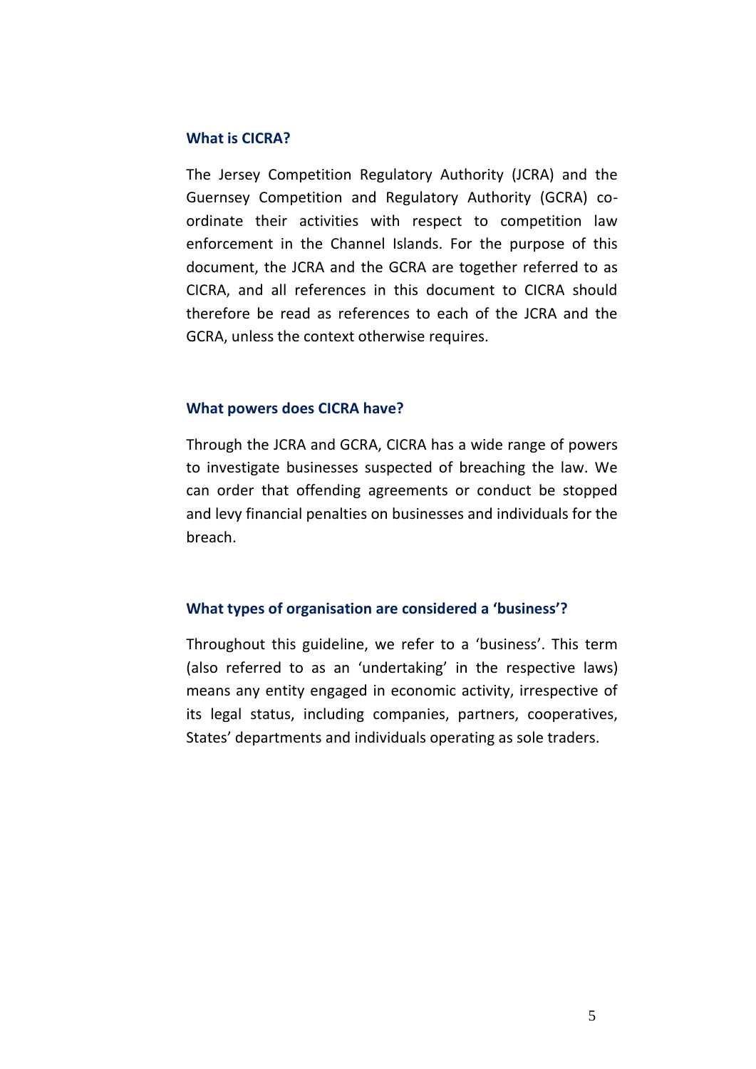## What is CICRA?

The Jersey Competition Regulatory Authority (JCRA) and the Guernsey Competition and Regulatory Authority (GCRA) co-ordinate their activities with respect to competition law enforcement in the Channel Islands. For the purpose of this document, the JCRA and the GCRA are together referred to as CICRA, and all references in this document to CICRA should therefore be read as references to each of the JCRA and the GCRA, unless the context otherwise requires.

## What powers does CICRA have?

Through the JCRA and GCRA, CICRA has a wide range of powers to investigate businesses suspected of breaching the law. We can order that offending agreements or conduct be stopped and levy financial penalties on businesses and individuals for the breach.

## What types of organisation are considered a 'business'?

Throughout this guideline, we refer to a 'business'. This term (also referred to as an 'undertaking' in the respective laws) means any entity engaged in economic activity, irrespective of its legal status, including companies, partners, cooperatives, States' departments and individuals operating as sole traders.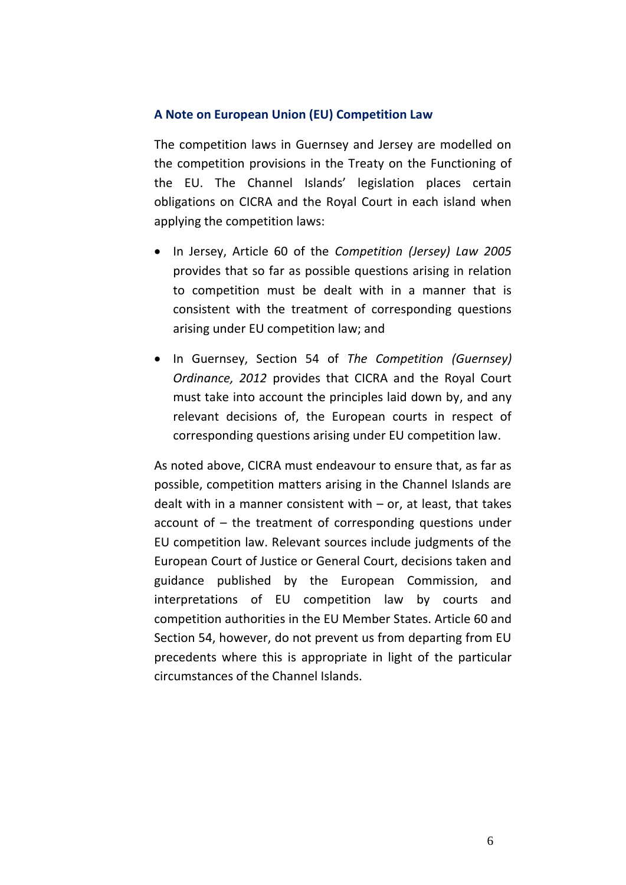## A Note on European Union (EU) Competition Law

The competition laws in Guernsey and Jersey are modelled on the competition provisions in the Treaty on the Functioning of the EU. The Channel Islands' legislation places certain obligations on CICRA and the Royal Court in each island when applying the competition laws:

- In Jersey, Article 60 of the *Competition (Jersey) Law 2005* provides that so far as possible questions arising in relation to competition must be dealt with in a manner that is consistent with the treatment of corresponding questions arising under EU competition law; and
- In Guernsey, Section 54 of *The Competition (Guernsey) Ordinance, 2012* provides that CICRA and the Royal Court must take into account the principles laid down by, and any relevant decisions of, the European courts in respect of corresponding questions arising under EU competition law.

As noted above, CICRA must endeavour to ensure that, as far as possible, competition matters arising in the Channel Islands are dealt with in a manner consistent with – or, at least, that takes account of – the treatment of corresponding questions under EU competition law. Relevant sources include judgments of the European Court of Justice or General Court, decisions taken and guidance published by the European Commission, and interpretations of EU competition law by courts and competition authorities in the EU Member States. Article 60 and Section 54, however, do not prevent us from departing from EU precedents where this is appropriate in light of the particular circumstances of the Channel Islands.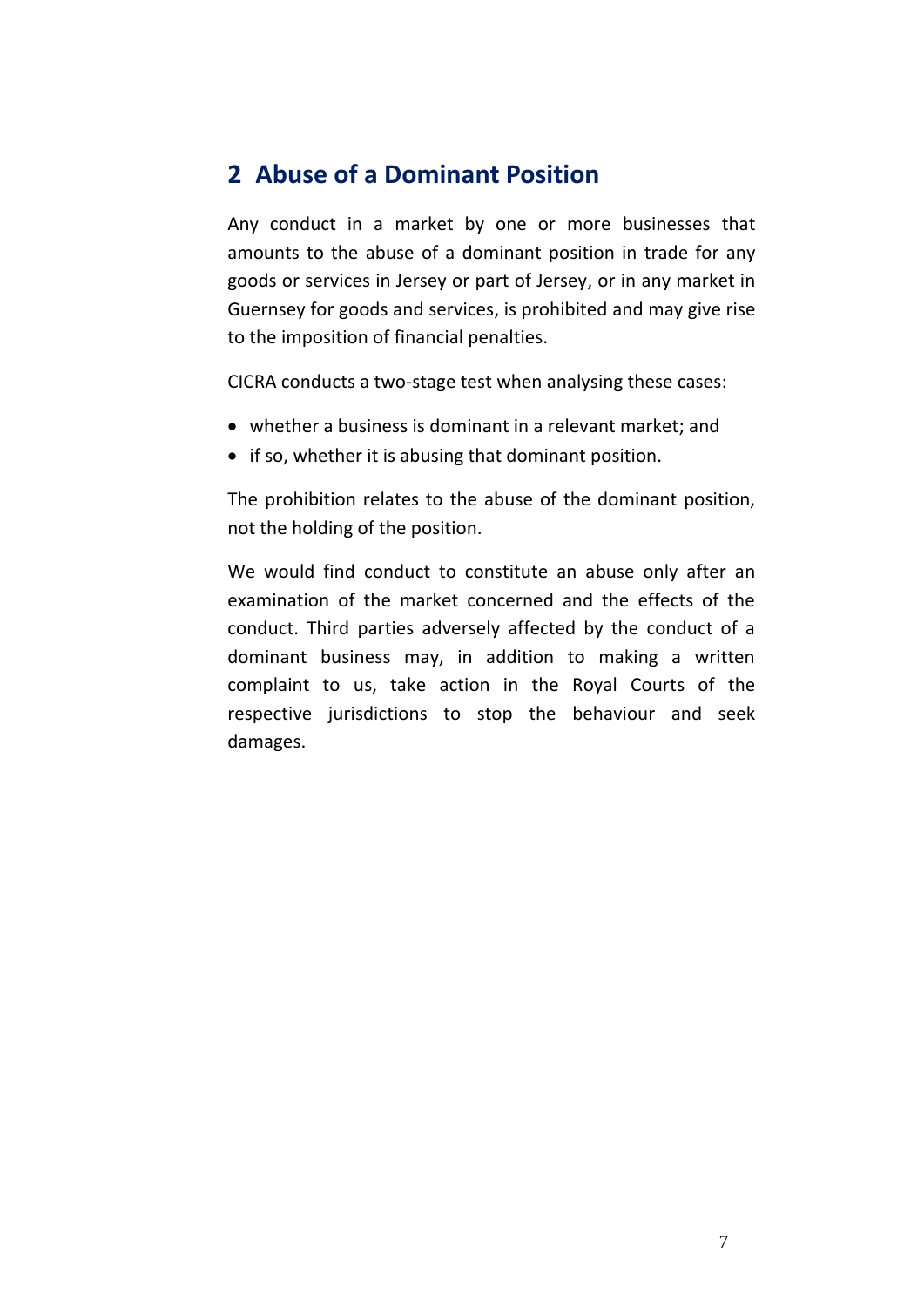## 2 Abuse of a Dominant Position

Any conduct in a market by one or more businesses that amounts to the abuse of a dominant position in trade for any goods or services in Jersey or part of Jersey, or in any market in Guernsey for goods and services, is prohibited and may give rise to the imposition of financial penalties.

CICRA conducts a two-stage test when analysing these cases:

- whether a business is dominant in a relevant market; and
- if so, whether it is abusing that dominant position.

The prohibition relates to the abuse of the dominant position, not the holding of the position.

We would find conduct to constitute an abuse only after an examination of the market concerned and the effects of the conduct. Third parties adversely affected by the conduct of a dominant business may, in addition to making a written complaint to us, take action in the Royal Courts of the respective jurisdictions to stop the behaviour and seek damages.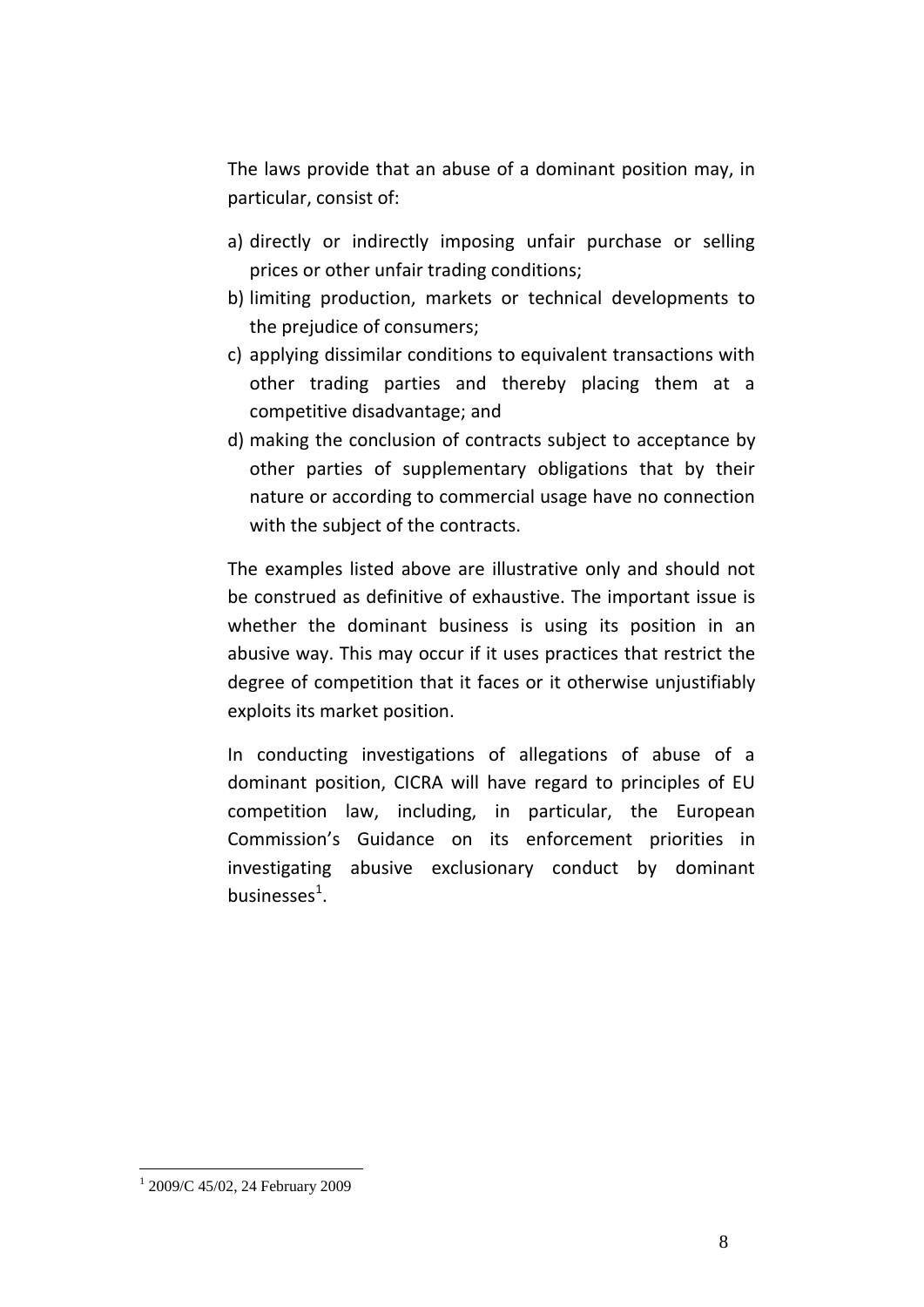The laws provide that an abuse of a dominant position may, in particular, consist of:

a) directly or indirectly imposing unfair purchase or selling prices or other unfair trading conditions;
b) limiting production, markets or technical developments to the prejudice of consumers;
c) applying dissimilar conditions to equivalent transactions with other trading parties and thereby placing them at a competitive disadvantage; and
d) making the conclusion of contracts subject to acceptance by other parties of supplementary obligations that by their nature or according to commercial usage have no connection with the subject of the contracts.

The examples listed above are illustrative only and should not be construed as definitive of exhaustive. The important issue is whether the dominant business is using its position in an abusive way. This may occur if it uses practices that restrict the degree of competition that it faces or it otherwise unjustifiably exploits its market position.

In conducting investigations of allegations of abuse of a dominant position, CICRA will have regard to principles of EU competition law, including, in particular, the European Commission's Guidance on its enforcement priorities in investigating abusive exclusionary conduct by dominant businesses[1].

[1] 2009/C 45/02, 24 February 2009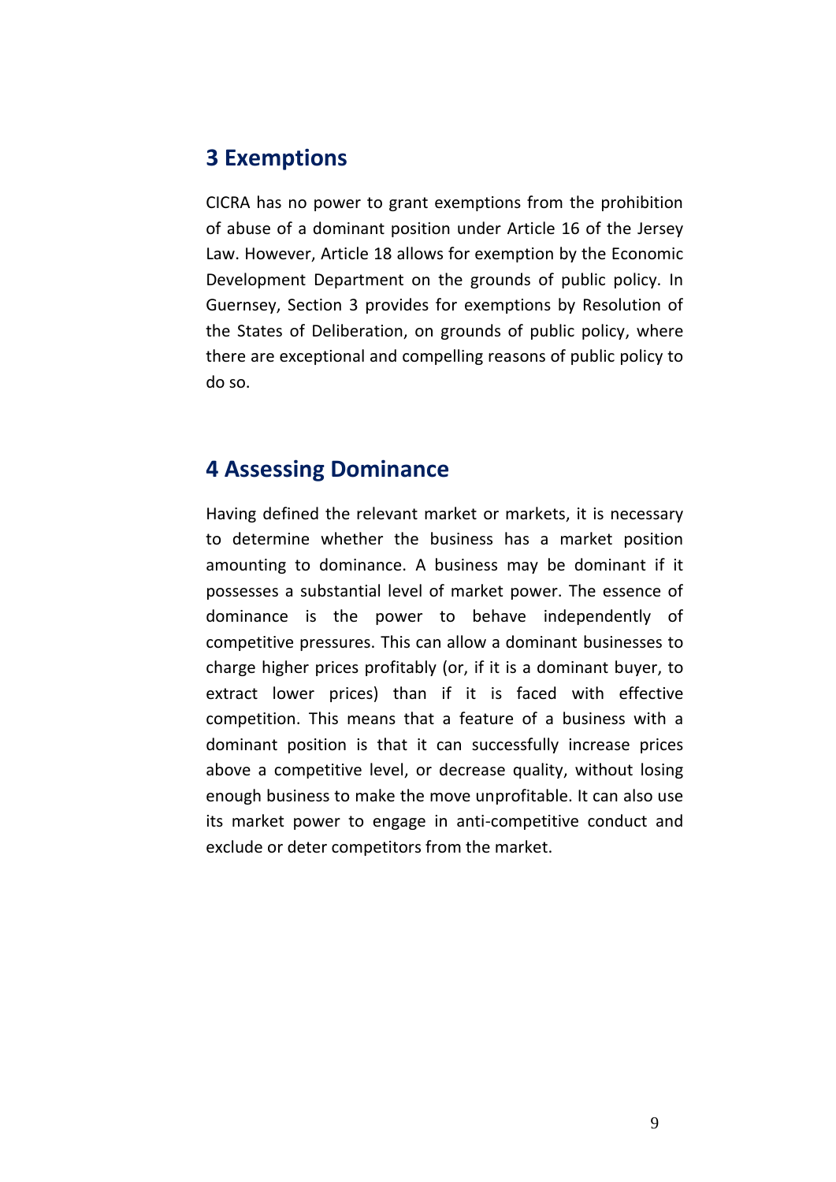## 3 Exemptions

CICRA has no power to grant exemptions from the prohibition of abuse of a dominant position under Article 16 of the Jersey Law. However, Article 18 allows for exemption by the Economic Development Department on the grounds of public policy. In Guernsey, Section 3 provides for exemptions by Resolution of the States of Deliberation, on grounds of public policy, where there are exceptional and compelling reasons of public policy to do so.

## 4 Assessing Dominance

Having defined the relevant market or markets, it is necessary to determine whether the business has a market position amounting to dominance. A business may be dominant if it possesses a substantial level of market power. The essence of dominance is the power to behave independently of competitive pressures. This can allow a dominant businesses to charge higher prices profitably (or, if it is a dominant buyer, to extract lower prices) than if it is faced with effective competition. This means that a feature of a business with a dominant position is that it can successfully increase prices above a competitive level, or decrease quality, without losing enough business to make the move unprofitable. It can also use its market power to engage in anti-competitive conduct and exclude or deter competitors from the market.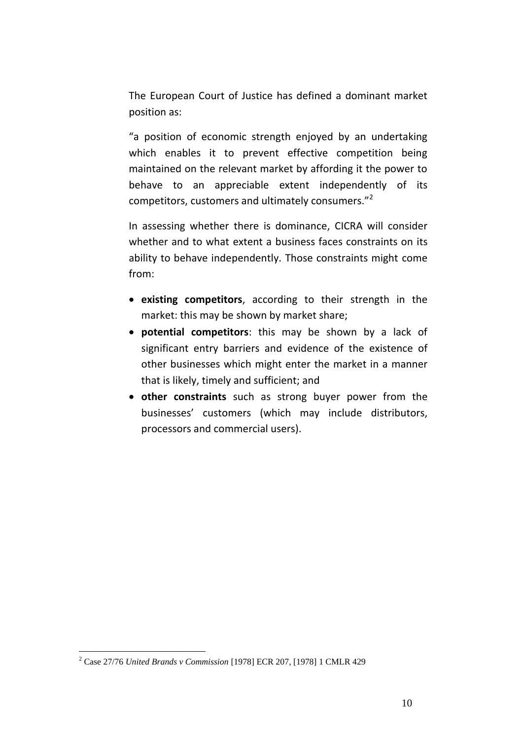The European Court of Justice has defined a dominant market position as:

"a position of economic strength enjoyed by an undertaking which enables it to prevent effective competition being maintained on the relevant market by affording it the power to behave to an appreciable extent independently of its competitors, customers and ultimately consumers."[2]

In assessing whether there is dominance, CICRA will consider whether and to what extent a business faces constraints on its ability to behave independently. Those constraints might come from:

- **existing competitors**, according to their strength in the market: this may be shown by market share;
- **potential competitors**: this may be shown by a lack of significant entry barriers and evidence of the existence of other businesses which might enter the market in a manner that is likely, timely and sufficient; and
- **other constraints** such as strong buyer power from the businesses' customers (which may include distributors, processors and commercial users).

---

[2] Case 27/76 *United Brands v Commission* [1978] ECR 207, [1978] 1 CMLR 429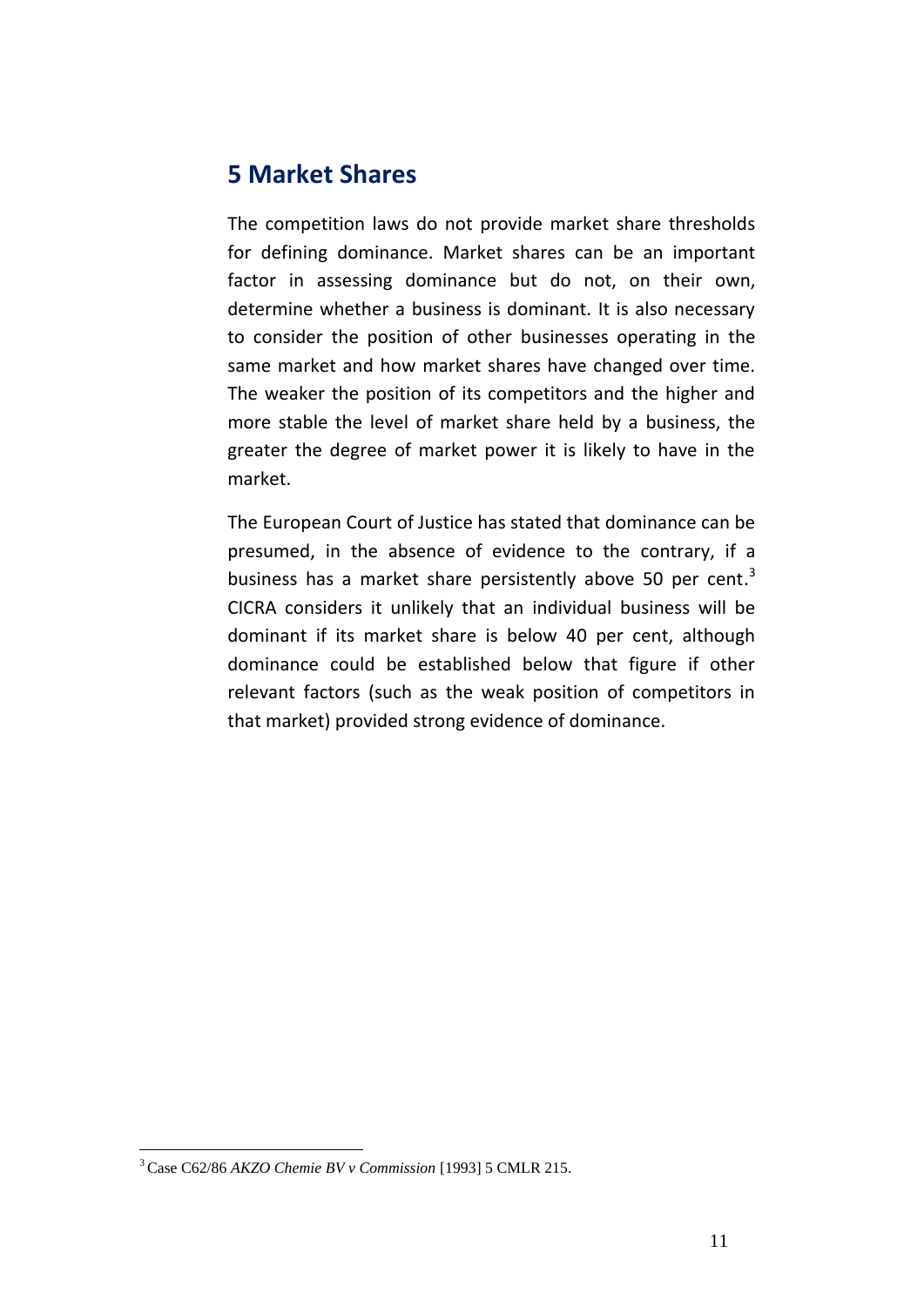## 5 Market Shares

The competition laws do not provide market share thresholds for defining dominance. Market shares can be an important factor in assessing dominance but do not, on their own, determine whether a business is dominant. It is also necessary to consider the position of other businesses operating in the same market and how market shares have changed over time. The weaker the position of its competitors and the higher and more stable the level of market share held by a business, the greater the degree of market power it is likely to have in the market.

The European Court of Justice has stated that dominance can be presumed, in the absence of evidence to the contrary, if a business has a market share persistently above 50 per cent.[3] CICRA considers it unlikely that an individual business will be dominant if its market share is below 40 per cent, although dominance could be established below that figure if other relevant factors (such as the weak position of competitors in that market) provided strong evidence of dominance.

---

[3] Case C62/86 *AKZO Chemie BV v Commission* [1993] 5 CMLR 215.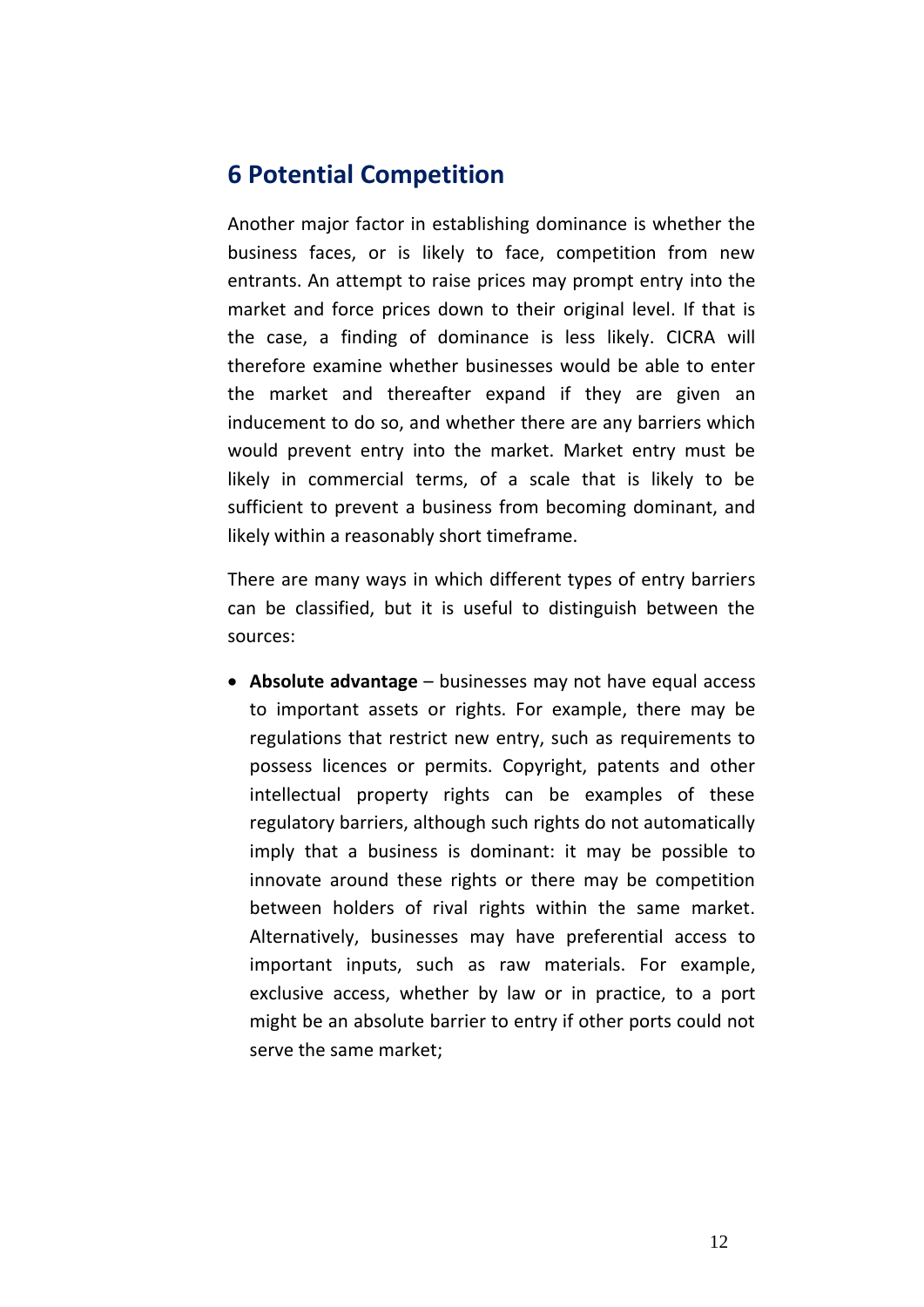## 6 Potential Competition

Another major factor in establishing dominance is whether the business faces, or is likely to face, competition from new entrants. An attempt to raise prices may prompt entry into the market and force prices down to their original level. If that is the case, a finding of dominance is less likely. CICRA will therefore examine whether businesses would be able to enter the market and thereafter expand if they are given an inducement to do so, and whether there are any barriers which would prevent entry into the market. Market entry must be likely in commercial terms, of a scale that is likely to be sufficient to prevent a business from becoming dominant, and likely within a reasonably short timeframe.

There are many ways in which different types of entry barriers can be classified, but it is useful to distinguish between the sources:

- **Absolute advantage** – businesses may not have equal access to important assets or rights. For example, there may be regulations that restrict new entry, such as requirements to possess licences or permits. Copyright, patents and other intellectual property rights can be examples of these regulatory barriers, although such rights do not automatically imply that a business is dominant: it may be possible to innovate around these rights or there may be competition between holders of rival rights within the same market. Alternatively, businesses may have preferential access to important inputs, such as raw materials. For example, exclusive access, whether by law or in practice, to a port might be an absolute barrier to entry if other ports could not serve the same market;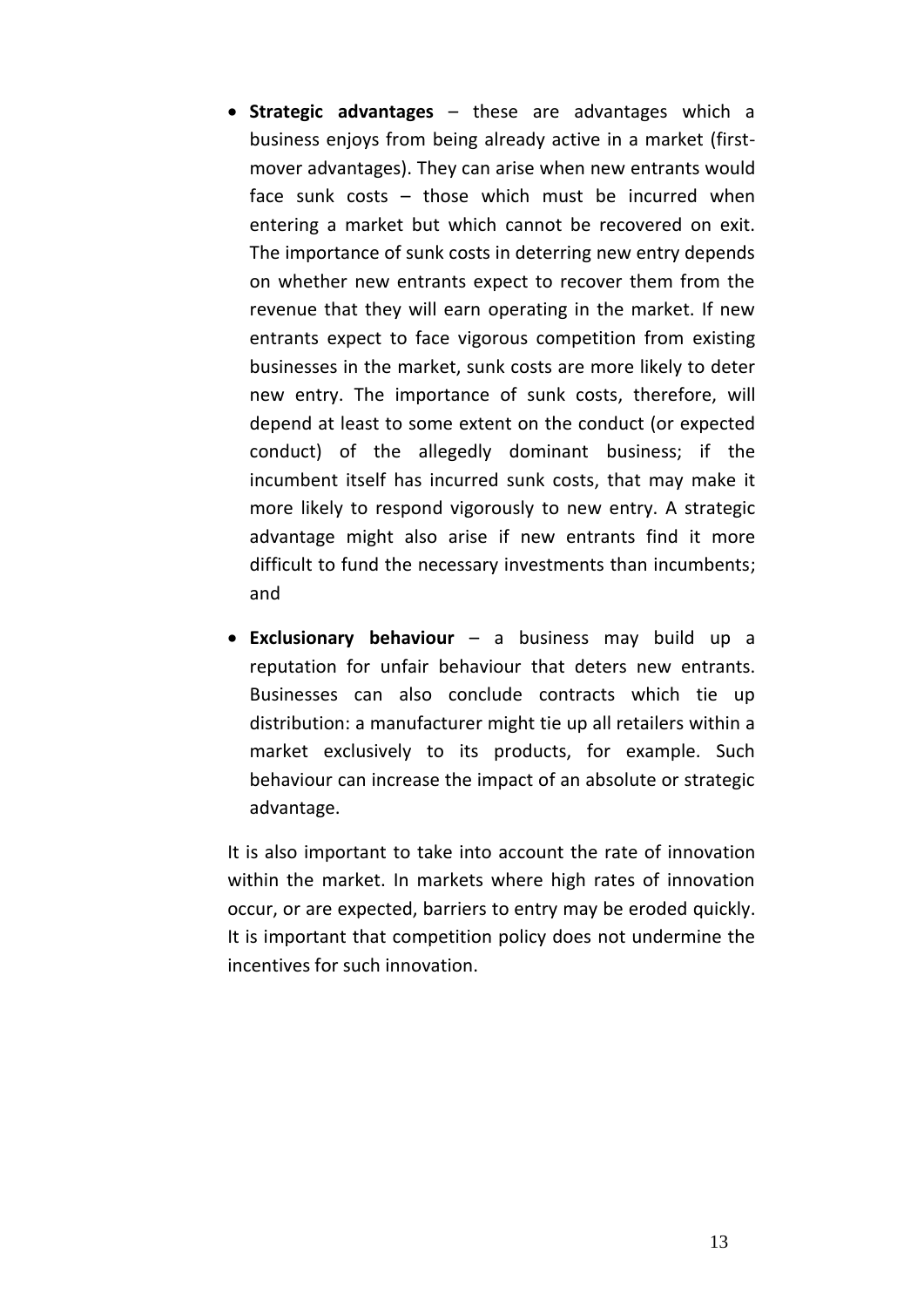- **Strategic advantages** – these are advantages which a business enjoys from being already active in a market (first-mover advantages). They can arise when new entrants would face sunk costs – those which must be incurred when entering a market but which cannot be recovered on exit. The importance of sunk costs in deterring new entry depends on whether new entrants expect to recover them from the revenue that they will earn operating in the market. If new entrants expect to face vigorous competition from existing businesses in the market, sunk costs are more likely to deter new entry. The importance of sunk costs, therefore, will depend at least to some extent on the conduct (or expected conduct) of the allegedly dominant business; if the incumbent itself has incurred sunk costs, that may make it more likely to respond vigorously to new entry. A strategic advantage might also arise if new entrants find it more difficult to fund the necessary investments than incumbents; and

- **Exclusionary behaviour** – a business may build up a reputation for unfair behaviour that deters new entrants. Businesses can also conclude contracts which tie up distribution: a manufacturer might tie up all retailers within a market exclusively to its products, for example. Such behaviour can increase the impact of an absolute or strategic advantage.

It is also important to take into account the rate of innovation within the market. In markets where high rates of innovation occur, or are expected, barriers to entry may be eroded quickly. It is important that competition policy does not undermine the incentives for such innovation.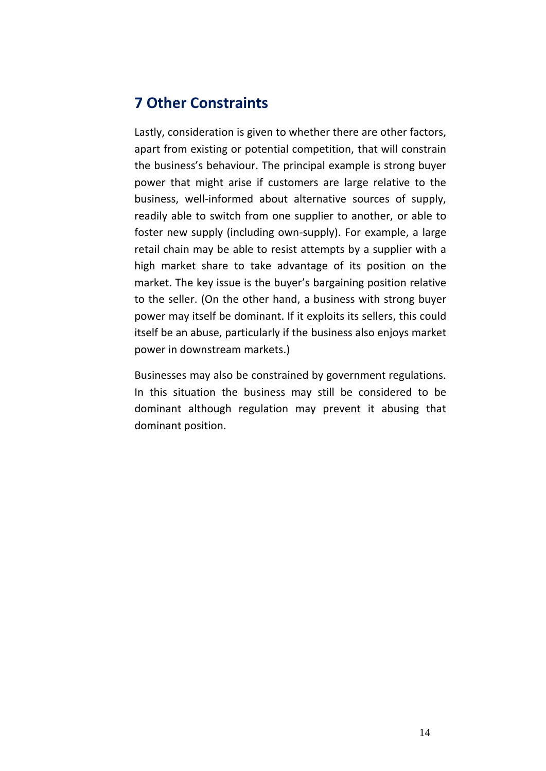## 7 Other Constraints

Lastly, consideration is given to whether there are other factors, apart from existing or potential competition, that will constrain the business's behaviour. The principal example is strong buyer power that might arise if customers are large relative to the business, well-informed about alternative sources of supply, readily able to switch from one supplier to another, or able to foster new supply (including own-supply). For example, a large retail chain may be able to resist attempts by a supplier with a high market share to take advantage of its position on the market. The key issue is the buyer's bargaining position relative to the seller. (On the other hand, a business with strong buyer power may itself be dominant. If it exploits its sellers, this could itself be an abuse, particularly if the business also enjoys market power in downstream markets.)

Businesses may also be constrained by government regulations. In this situation the business may still be considered to be dominant although regulation may prevent it abusing that dominant position.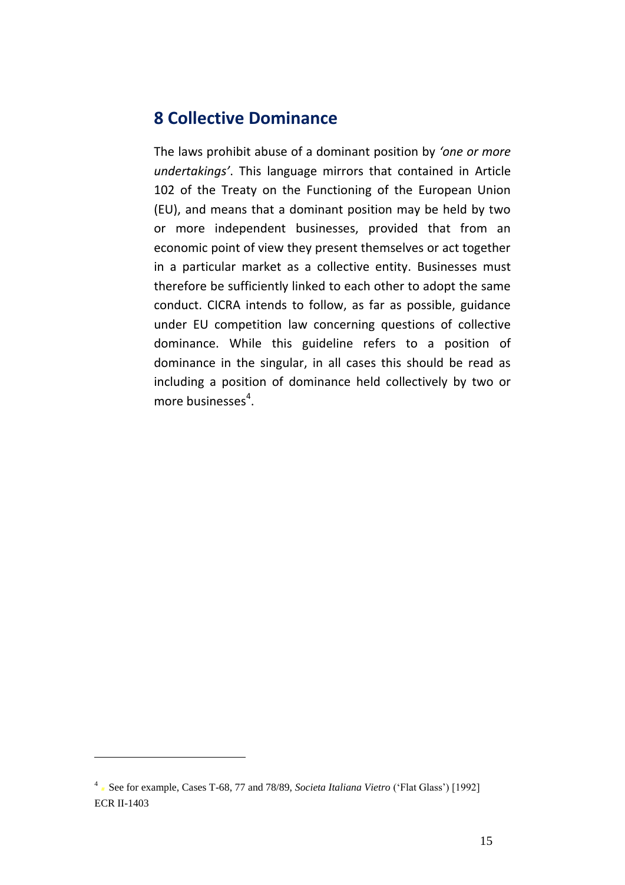## 8 Collective Dominance

The laws prohibit abuse of a dominant position by *'one or more undertakings'*. This language mirrors that contained in Article 102 of the Treaty on the Functioning of the European Union (EU), and means that a dominant position may be held by two or more independent businesses, provided that from an economic point of view they present themselves or act together in a particular market as a collective entity. Businesses must therefore be sufficiently linked to each other to adopt the same conduct. CICRA intends to follow, as far as possible, guidance under EU competition law concerning questions of collective dominance. While this guideline refers to a position of dominance in the singular, in all cases this should be read as including a position of dominance held collectively by two or more businesses[4].

---

[4] See for example, Cases T-68, 77 and 78/89, *Societa Italiana Vietro* ('Flat Glass') [1992] ECR II-1403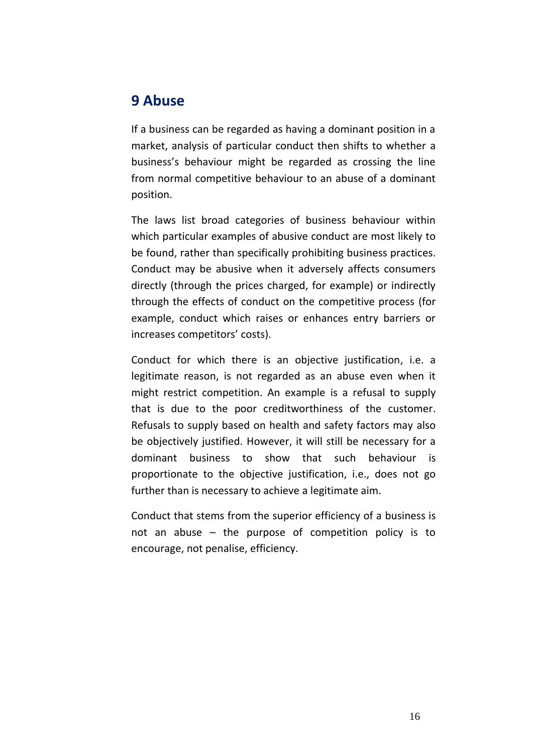## 9 Abuse

If a business can be regarded as having a dominant position in a market, analysis of particular conduct then shifts to whether a business's behaviour might be regarded as crossing the line from normal competitive behaviour to an abuse of a dominant position.

The laws list broad categories of business behaviour within which particular examples of abusive conduct are most likely to be found, rather than specifically prohibiting business practices. Conduct may be abusive when it adversely affects consumers directly (through the prices charged, for example) or indirectly through the effects of conduct on the competitive process (for example, conduct which raises or enhances entry barriers or increases competitors' costs).

Conduct for which there is an objective justification, i.e. a legitimate reason, is not regarded as an abuse even when it might restrict competition. An example is a refusal to supply that is due to the poor creditworthiness of the customer. Refusals to supply based on health and safety factors may also be objectively justified. However, it will still be necessary for a dominant business to show that such behaviour is proportionate to the objective justification, i.e., does not go further than is necessary to achieve a legitimate aim.

Conduct that stems from the superior efficiency of a business is not an abuse – the purpose of competition policy is to encourage, not penalise, efficiency.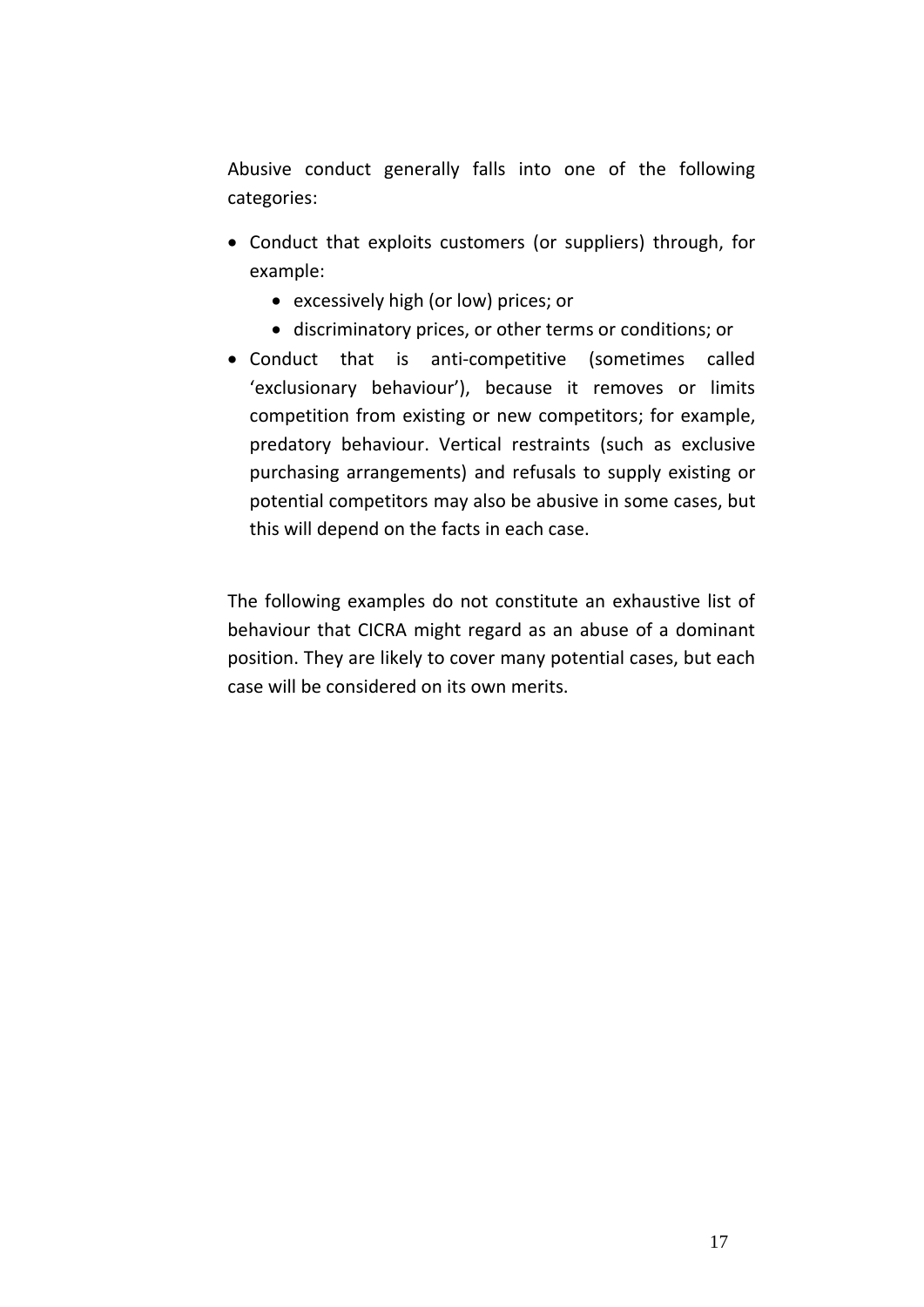Abusive conduct generally falls into one of the following categories:

- Conduct that exploits customers (or suppliers) through, for example:
    - excessively high (or low) prices; or
    - discriminatory prices, or other terms or conditions; or
- Conduct that is anti-competitive (sometimes called 'exclusionary behaviour'), because it removes or limits competition from existing or new competitors; for example, predatory behaviour. Vertical restraints (such as exclusive purchasing arrangements) and refusals to supply existing or potential competitors may also be abusive in some cases, but this will depend on the facts in each case.

The following examples do not constitute an exhaustive list of behaviour that CICRA might regard as an abuse of a dominant position. They are likely to cover many potential cases, but each case will be considered on its own merits.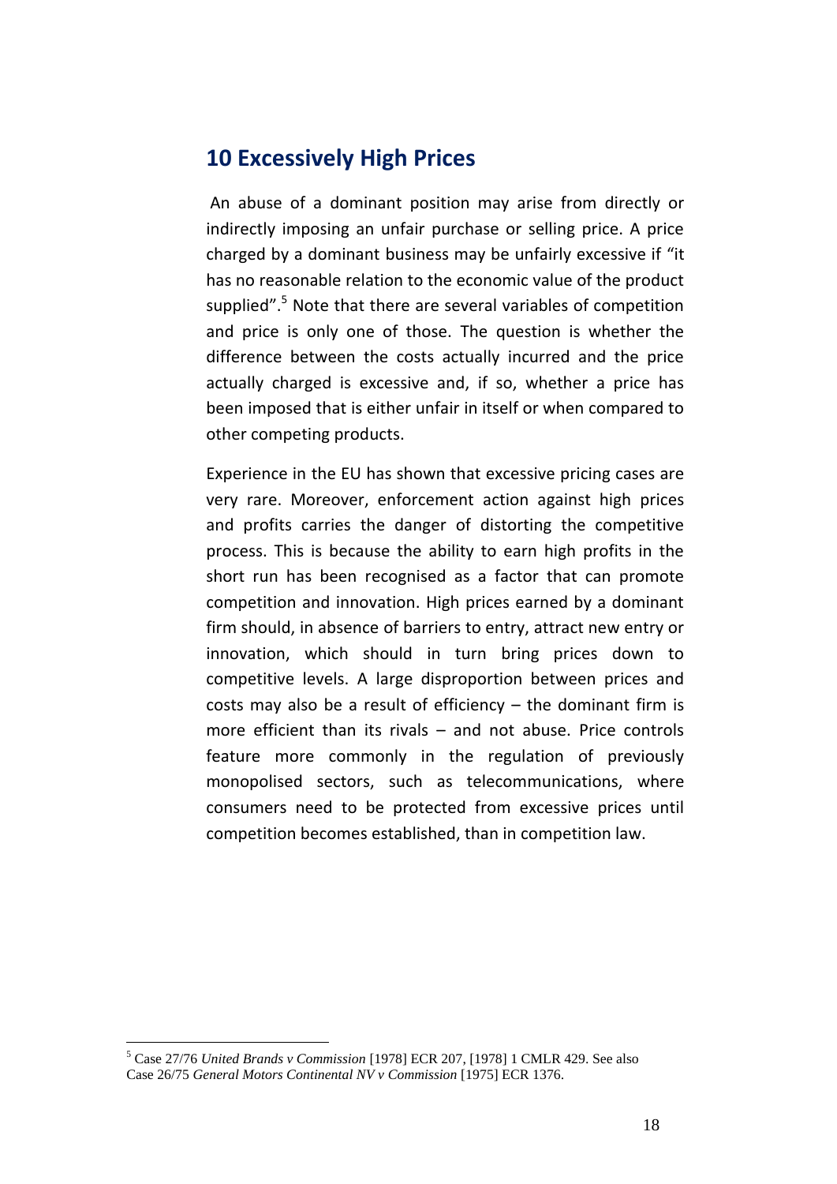## 10 Excessively High Prices

An abuse of a dominant position may arise from directly or indirectly imposing an unfair purchase or selling price. A price charged by a dominant business may be unfairly excessive if "it has no reasonable relation to the economic value of the product supplied".[5] Note that there are several variables of competition and price is only one of those. The question is whether the difference between the costs actually incurred and the price actually charged is excessive and, if so, whether a price has been imposed that is either unfair in itself or when compared to other competing products.

Experience in the EU has shown that excessive pricing cases are very rare. Moreover, enforcement action against high prices and profits carries the danger of distorting the competitive process. This is because the ability to earn high profits in the short run has been recognised as a factor that can promote competition and innovation. High prices earned by a dominant firm should, in absence of barriers to entry, attract new entry or innovation, which should in turn bring prices down to competitive levels. A large disproportion between prices and costs may also be a result of efficiency – the dominant firm is more efficient than its rivals – and not abuse. Price controls feature more commonly in the regulation of previously monopolised sectors, such as telecommunications, where consumers need to be protected from excessive prices until competition becomes established, than in competition law.

---

[5] Case 27/76 *United Brands v Commission* [1978] ECR 207, [1978] 1 CMLR 429. See also Case 26/75 *General Motors Continental NV v Commission* [1975] ECR 1376.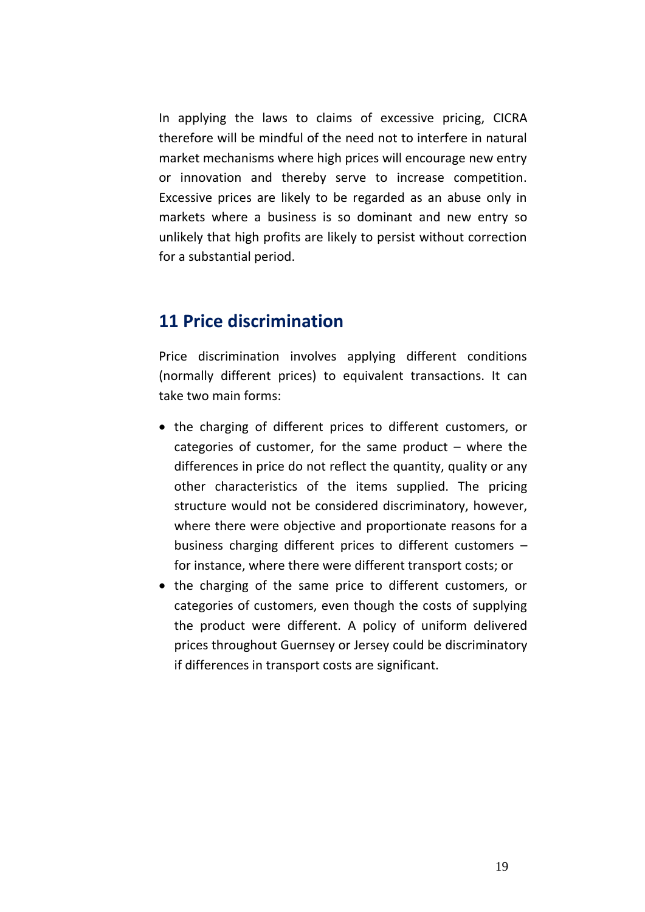In applying the laws to claims of excessive pricing, CICRA therefore will be mindful of the need not to interfere in natural market mechanisms where high prices will encourage new entry or innovation and thereby serve to increase competition. Excessive prices are likely to be regarded as an abuse only in markets where a business is so dominant and new entry so unlikely that high profits are likely to persist without correction for a substantial period.

## 11 Price discrimination

Price discrimination involves applying different conditions (normally different prices) to equivalent transactions. It can take two main forms:

- the charging of different prices to different customers, or categories of customer, for the same product – where the differences in price do not reflect the quantity, quality or any other characteristics of the items supplied. The pricing structure would not be considered discriminatory, however, where there were objective and proportionate reasons for a business charging different prices to different customers – for instance, where there were different transport costs; or
- the charging of the same price to different customers, or categories of customers, even though the costs of supplying the product were different. A policy of uniform delivered prices throughout Guernsey or Jersey could be discriminatory if differences in transport costs are significant.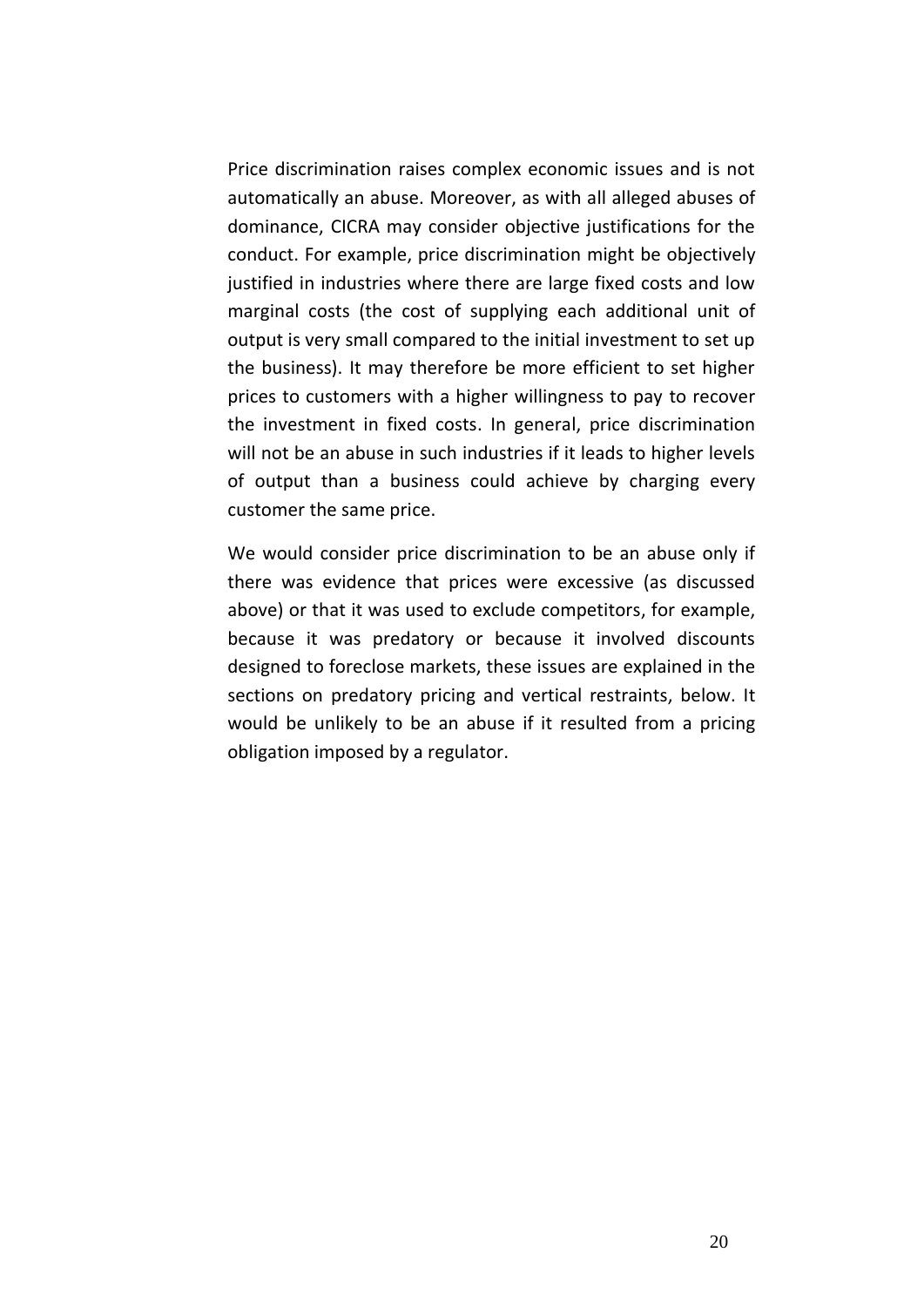Price discrimination raises complex economic issues and is not automatically an abuse. Moreover, as with all alleged abuses of dominance, CICRA may consider objective justifications for the conduct. For example, price discrimination might be objectively justified in industries where there are large fixed costs and low marginal costs (the cost of supplying each additional unit of output is very small compared to the initial investment to set up the business). It may therefore be more efficient to set higher prices to customers with a higher willingness to pay to recover the investment in fixed costs. In general, price discrimination will not be an abuse in such industries if it leads to higher levels of output than a business could achieve by charging every customer the same price.

We would consider price discrimination to be an abuse only if there was evidence that prices were excessive (as discussed above) or that it was used to exclude competitors, for example, because it was predatory or because it involved discounts designed to foreclose markets, these issues are explained in the sections on predatory pricing and vertical restraints, below. It would be unlikely to be an abuse if it resulted from a pricing obligation imposed by a regulator.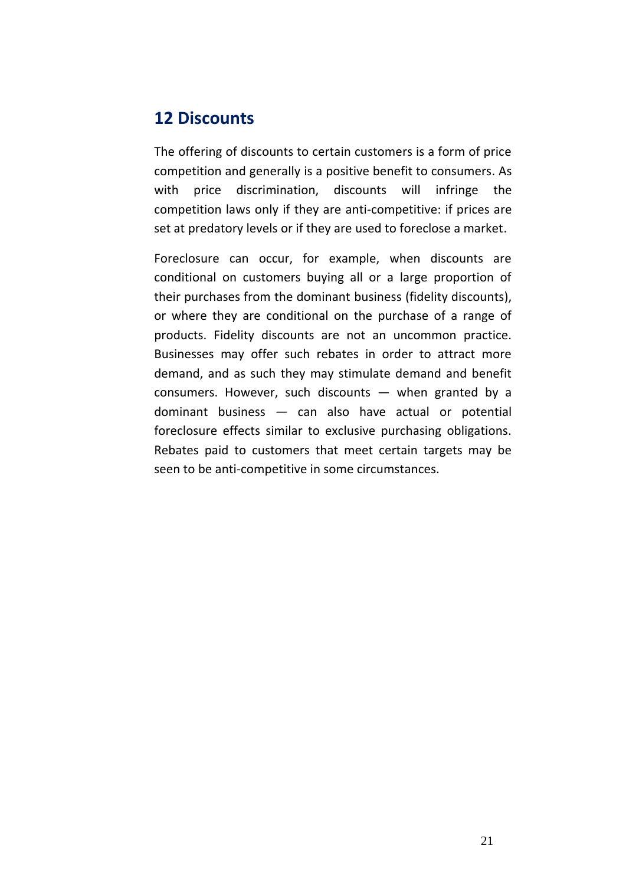## 12 Discounts

The offering of discounts to certain customers is a form of price competition and generally is a positive benefit to consumers. As with price discrimination, discounts will infringe the competition laws only if they are anti-competitive: if prices are set at predatory levels or if they are used to foreclose a market.

Foreclosure can occur, for example, when discounts are conditional on customers buying all or a large proportion of their purchases from the dominant business (fidelity discounts), or where they are conditional on the purchase of a range of products. Fidelity discounts are not an uncommon practice. Businesses may offer such rebates in order to attract more demand, and as such they may stimulate demand and benefit consumers. However, such discounts — when granted by a dominant business — can also have actual or potential foreclosure effects similar to exclusive purchasing obligations. Rebates paid to customers that meet certain targets may be seen to be anti-competitive in some circumstances.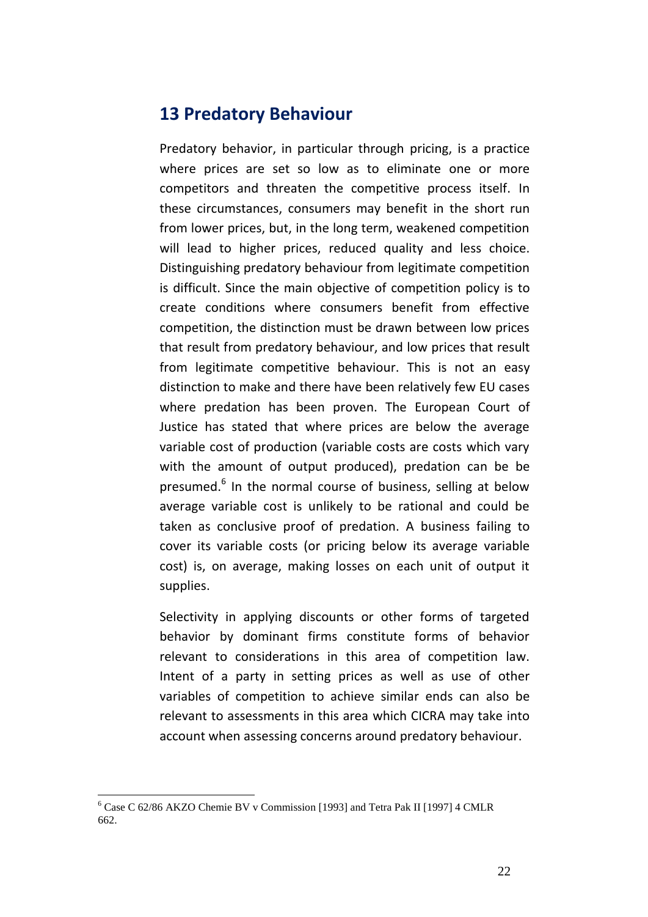## 13 Predatory Behaviour

Predatory behavior, in particular through pricing, is a practice where prices are set so low as to eliminate one or more competitors and threaten the competitive process itself. In these circumstances, consumers may benefit in the short run from lower prices, but, in the long term, weakened competition will lead to higher prices, reduced quality and less choice. Distinguishing predatory behaviour from legitimate competition is difficult. Since the main objective of competition policy is to create conditions where consumers benefit from effective competition, the distinction must be drawn between low prices that result from predatory behaviour, and low prices that result from legitimate competitive behaviour. This is not an easy distinction to make and there have been relatively few EU cases where predation has been proven. The European Court of Justice has stated that where prices are below the average variable cost of production (variable costs are costs which vary with the amount of output produced), predation can be be presumed.[6] In the normal course of business, selling at below average variable cost is unlikely to be rational and could be taken as conclusive proof of predation. A business failing to cover its variable costs (or pricing below its average variable cost) is, on average, making losses on each unit of output it supplies.

Selectivity in applying discounts or other forms of targeted behavior by dominant firms constitute forms of behavior relevant to considerations in this area of competition law. Intent of a party in setting prices as well as use of other variables of competition to achieve similar ends can also be relevant to assessments in this area which CICRA may take into account when assessing concerns around predatory behaviour.

---

[6] Case C 62/86 AKZO Chemie BV v Commission [1993] and Tetra Pak II [1997] 4 CMLR 662.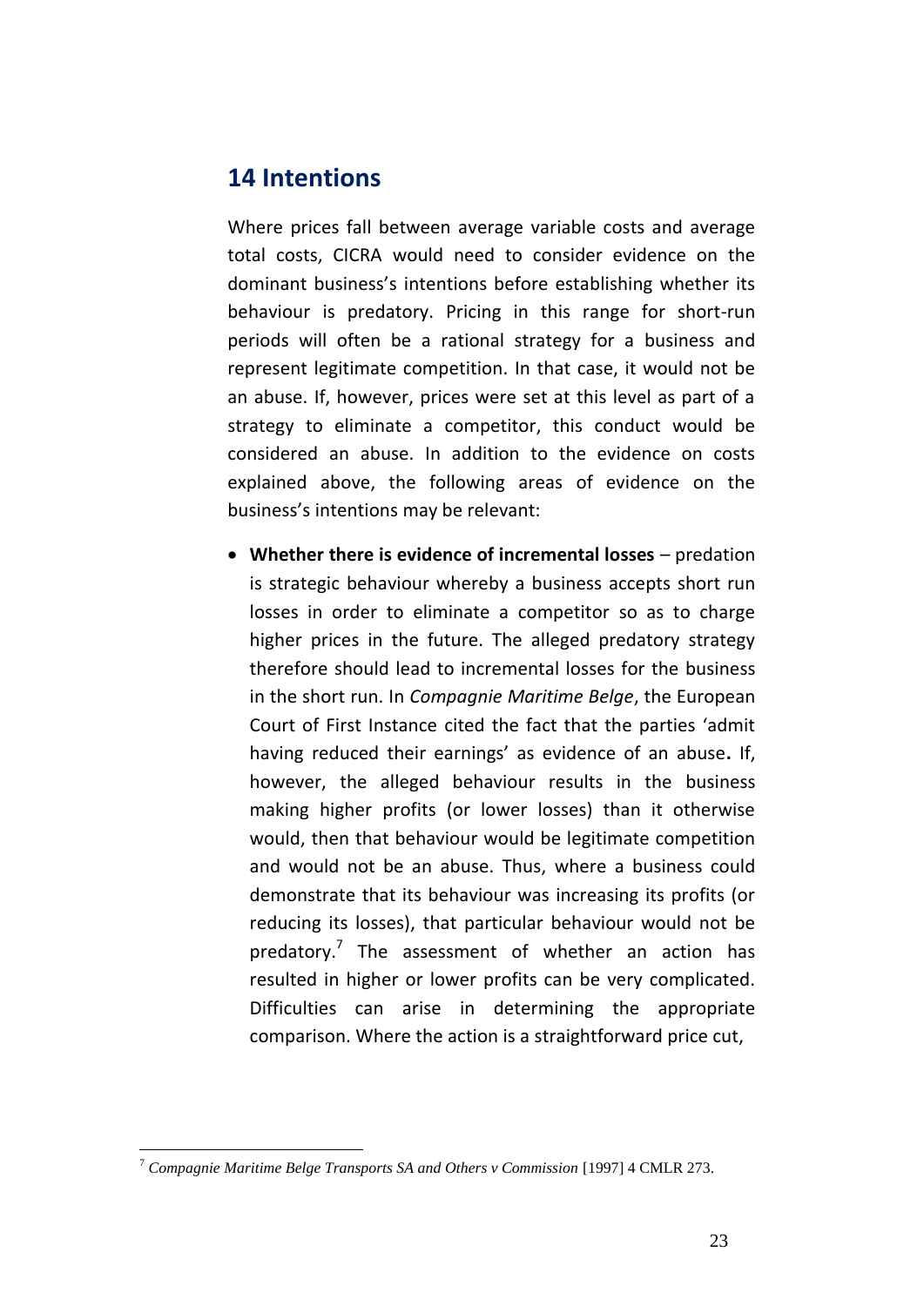## 14 Intentions

Where prices fall between average variable costs and average total costs, CICRA would need to consider evidence on the dominant business's intentions before establishing whether its behaviour is predatory. Pricing in this range for short-run periods will often be a rational strategy for a business and represent legitimate competition. In that case, it would not be an abuse. If, however, prices were set at this level as part of a strategy to eliminate a competitor, this conduct would be considered an abuse. In addition to the evidence on costs explained above, the following areas of evidence on the business's intentions may be relevant:

- **Whether there is evidence of incremental losses** – predation is strategic behaviour whereby a business accepts short run losses in order to eliminate a competitor so as to charge higher prices in the future. The alleged predatory strategy therefore should lead to incremental losses for the business in the short run. In *Compagnie Maritime Belge*, the European Court of First Instance cited the fact that the parties 'admit having reduced their earnings' as evidence of an abuse**.** If, however, the alleged behaviour results in the business making higher profits (or lower losses) than it otherwise would, then that behaviour would be legitimate competition and would not be an abuse. Thus, where a business could demonstrate that its behaviour was increasing its profits (or reducing its losses), that particular behaviour would not be predatory.[7] The assessment of whether an action has resulted in higher or lower profits can be very complicated. Difficulties can arise in determining the appropriate comparison. Where the action is a straightforward price cut,

---

[7] *Compagnie Maritime Belge Transports SA and Others v Commission* [1997] 4 CMLR 273.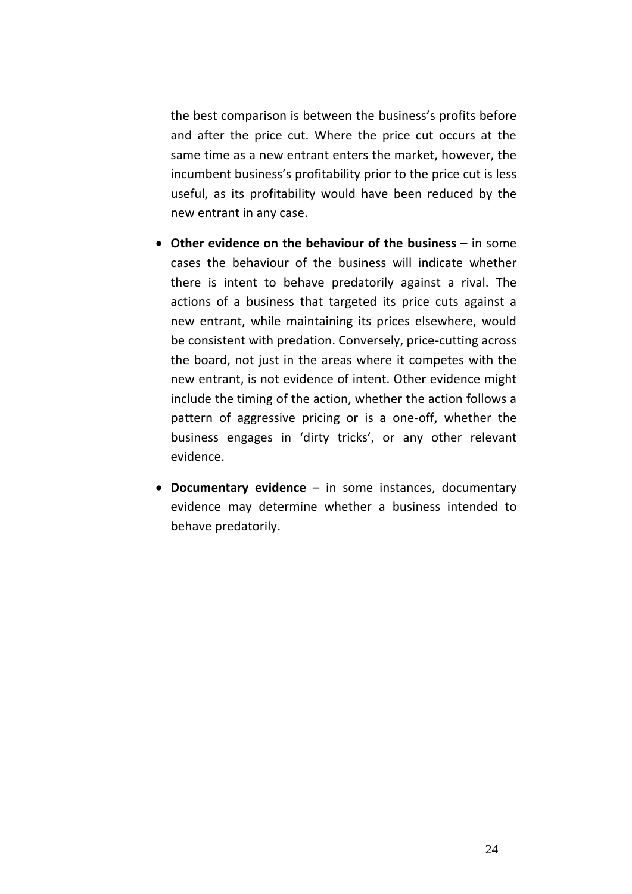the best comparison is between the business's profits before and after the price cut. Where the price cut occurs at the same time as a new entrant enters the market, however, the incumbent business's profitability prior to the price cut is less useful, as its profitability would have been reduced by the new entrant in any case.

- **Other evidence on the behaviour of the business** – in some cases the behaviour of the business will indicate whether there is intent to behave predatorily against a rival. The actions of a business that targeted its price cuts against a new entrant, while maintaining its prices elsewhere, would be consistent with predation. Conversely, price-cutting across the board, not just in the areas where it competes with the new entrant, is not evidence of intent. Other evidence might include the timing of the action, whether the action follows a pattern of aggressive pricing or is a one-off, whether the business engages in 'dirty tricks', or any other relevant evidence.
- **Documentary evidence** – in some instances, documentary evidence may determine whether a business intended to behave predatorily.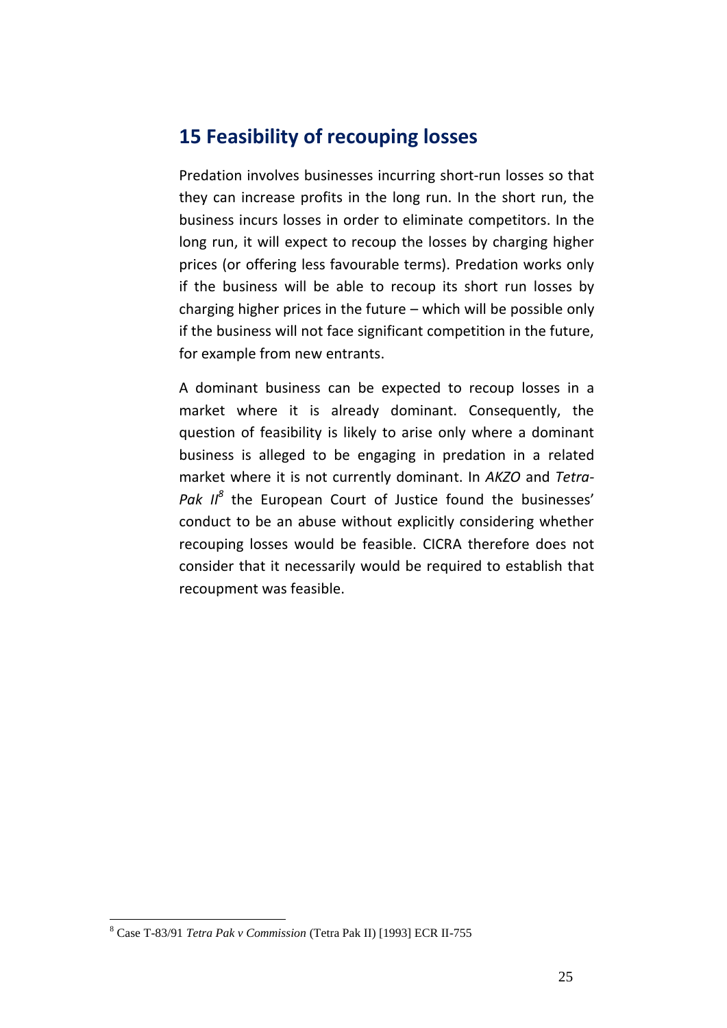## 15 Feasibility of recouping losses

Predation involves businesses incurring short-run losses so that they can increase profits in the long run. In the short run, the business incurs losses in order to eliminate competitors. In the long run, it will expect to recoup the losses by charging higher prices (or offering less favourable terms). Predation works only if the business will be able to recoup its short run losses by charging higher prices in the future – which will be possible only if the business will not face significant competition in the future, for example from new entrants.

A dominant business can be expected to recoup losses in a market where it is already dominant. Consequently, the question of feasibility is likely to arise only where a dominant business is alleged to be engaging in predation in a related market where it is not currently dominant. In *AKZO* and *Tetra-Pak II*[8] the European Court of Justice found the businesses' conduct to be an abuse without explicitly considering whether recouping losses would be feasible. CICRA therefore does not consider that it necessarily would be required to establish that recoupment was feasible.

[8] Case T-83/91 *Tetra Pak v Commission* (Tetra Pak II) [1993] ECR II-755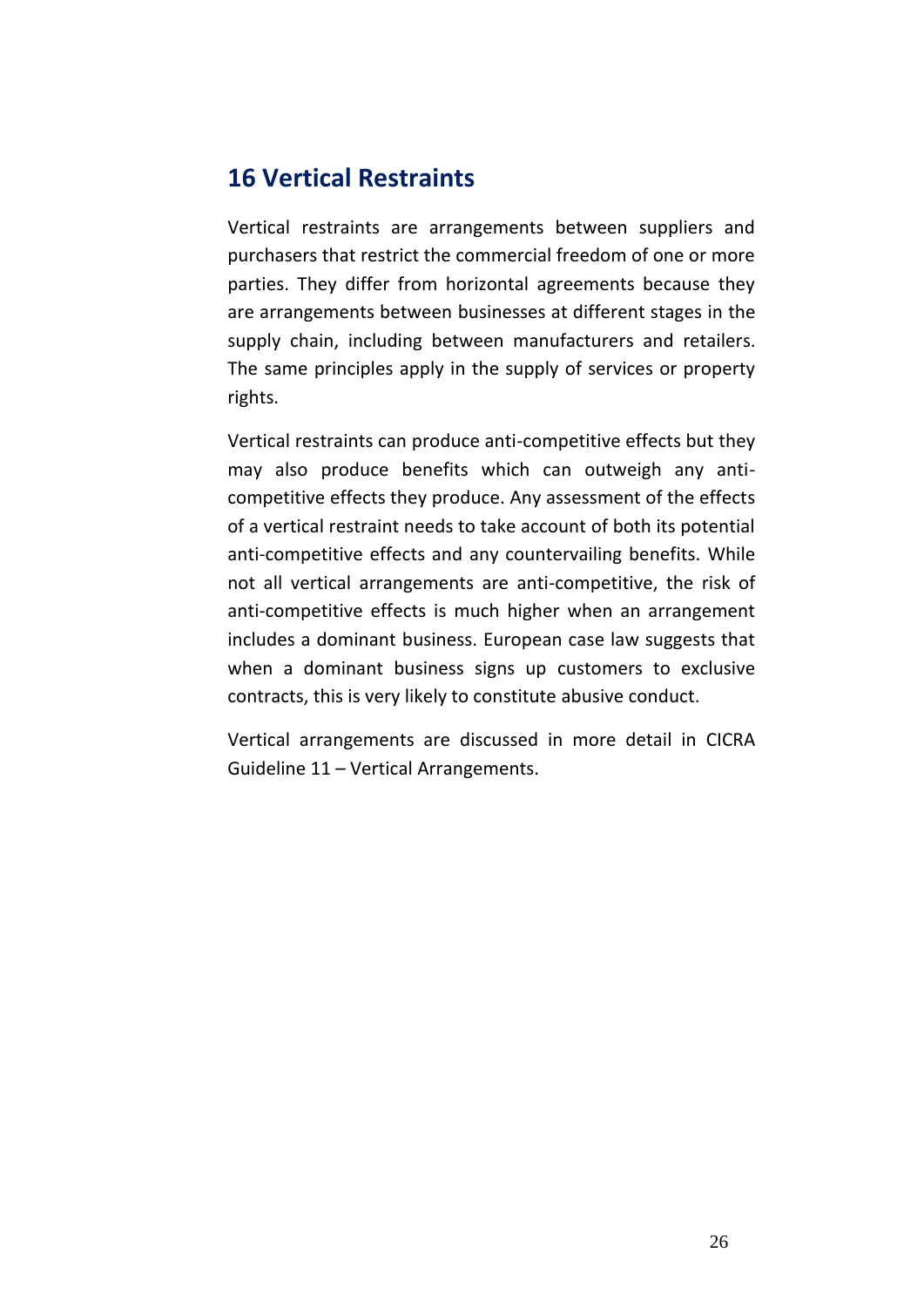## 16 Vertical Restraints

Vertical restraints are arrangements between suppliers and purchasers that restrict the commercial freedom of one or more parties. They differ from horizontal agreements because they are arrangements between businesses at different stages in the supply chain, including between manufacturers and retailers. The same principles apply in the supply of services or property rights.

Vertical restraints can produce anti-competitive effects but they may also produce benefits which can outweigh any anti-competitive effects they produce. Any assessment of the effects of a vertical restraint needs to take account of both its potential anti-competitive effects and any countervailing benefits. While not all vertical arrangements are anti-competitive, the risk of anti-competitive effects is much higher when an arrangement includes a dominant business. European case law suggests that when a dominant business signs up customers to exclusive contracts, this is very likely to constitute abusive conduct.

Vertical arrangements are discussed in more detail in CICRA Guideline 11 – Vertical Arrangements.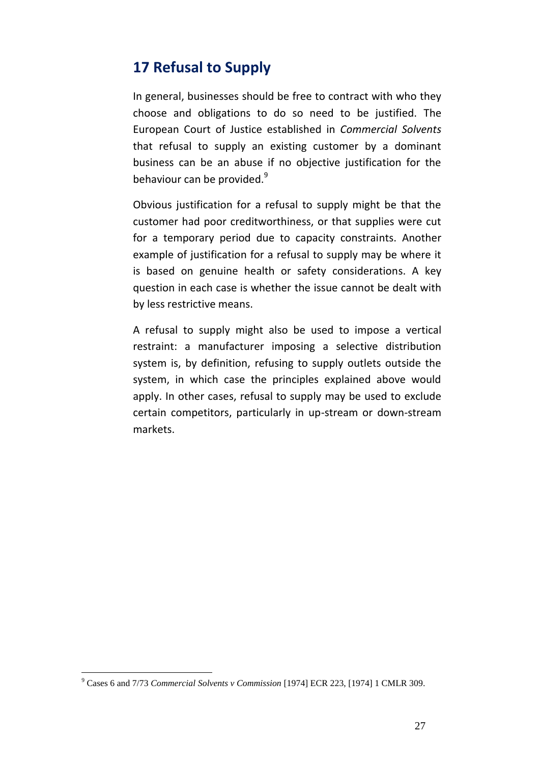## 17 Refusal to Supply

In general, businesses should be free to contract with who they choose and obligations to do so need to be justified. The European Court of Justice established in *Commercial Solvents* that refusal to supply an existing customer by a dominant business can be an abuse if no objective justification for the behaviour can be provided.[9]

Obvious justification for a refusal to supply might be that the customer had poor creditworthiness, or that supplies were cut for a temporary period due to capacity constraints. Another example of justification for a refusal to supply may be where it is based on genuine health or safety considerations. A key question in each case is whether the issue cannot be dealt with by less restrictive means.

A refusal to supply might also be used to impose a vertical restraint: a manufacturer imposing a selective distribution system is, by definition, refusing to supply outlets outside the system, in which case the principles explained above would apply. In other cases, refusal to supply may be used to exclude certain competitors, particularly in up-stream or down-stream markets.

---

[9] Cases 6 and 7/73 *Commercial Solvents v Commission* [1974] ECR 223, [1974] 1 CMLR 309.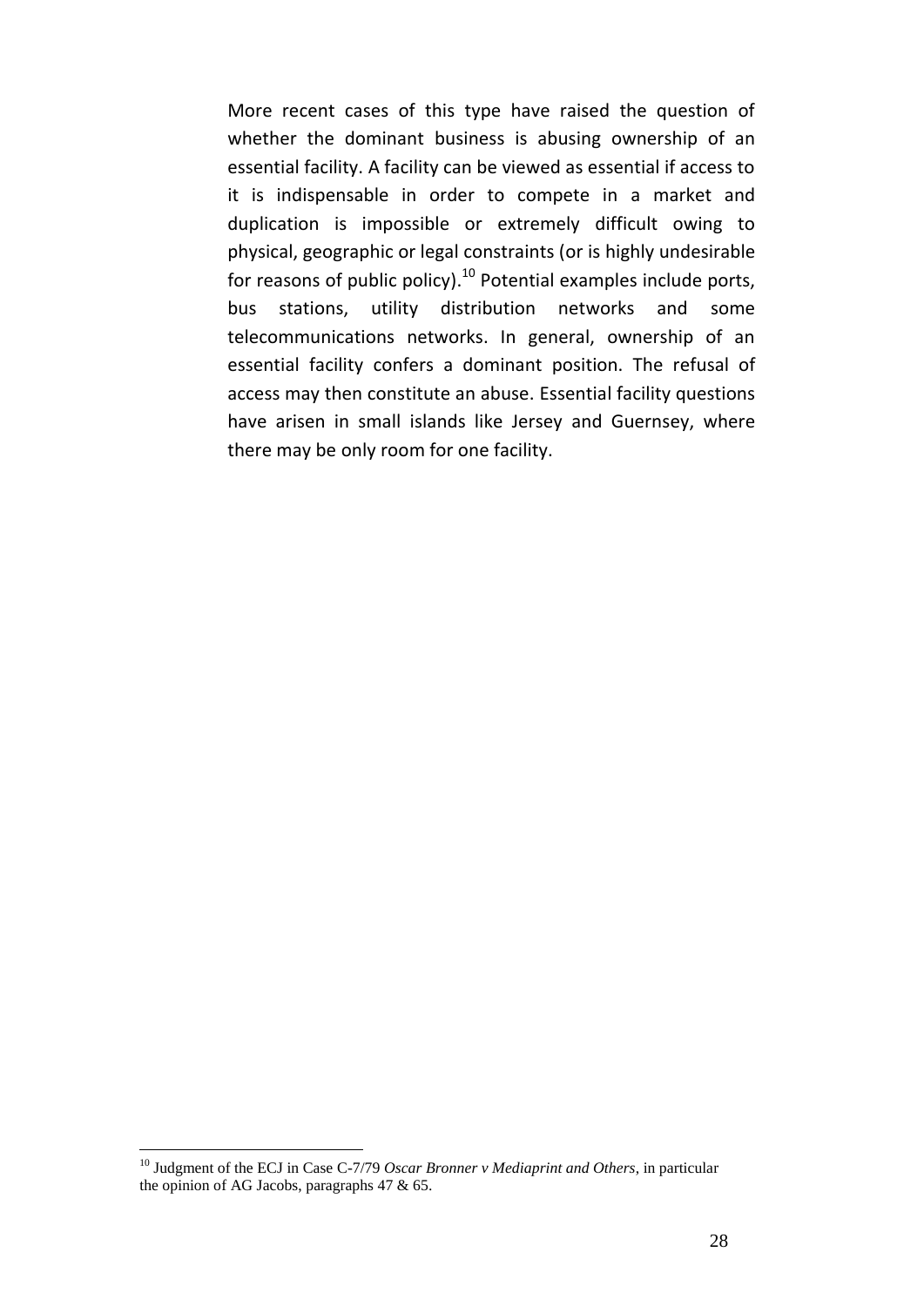More recent cases of this type have raised the question of whether the dominant business is abusing ownership of an essential facility. A facility can be viewed as essential if access to it is indispensable in order to compete in a market and duplication is impossible or extremely difficult owing to physical, geographic or legal constraints (or is highly undesirable for reasons of public policy).[10] Potential examples include ports, bus stations, utility distribution networks and some telecommunications networks. In general, ownership of an essential facility confers a dominant position. The refusal of access may then constitute an abuse. Essential facility questions have arisen in small islands like Jersey and Guernsey, where there may be only room for one facility.

---

[10] Judgment of the ECJ in Case C-7/79 *Oscar Bronner v Mediaprint and Others*, in particular the opinion of AG Jacobs, paragraphs 47 & 65.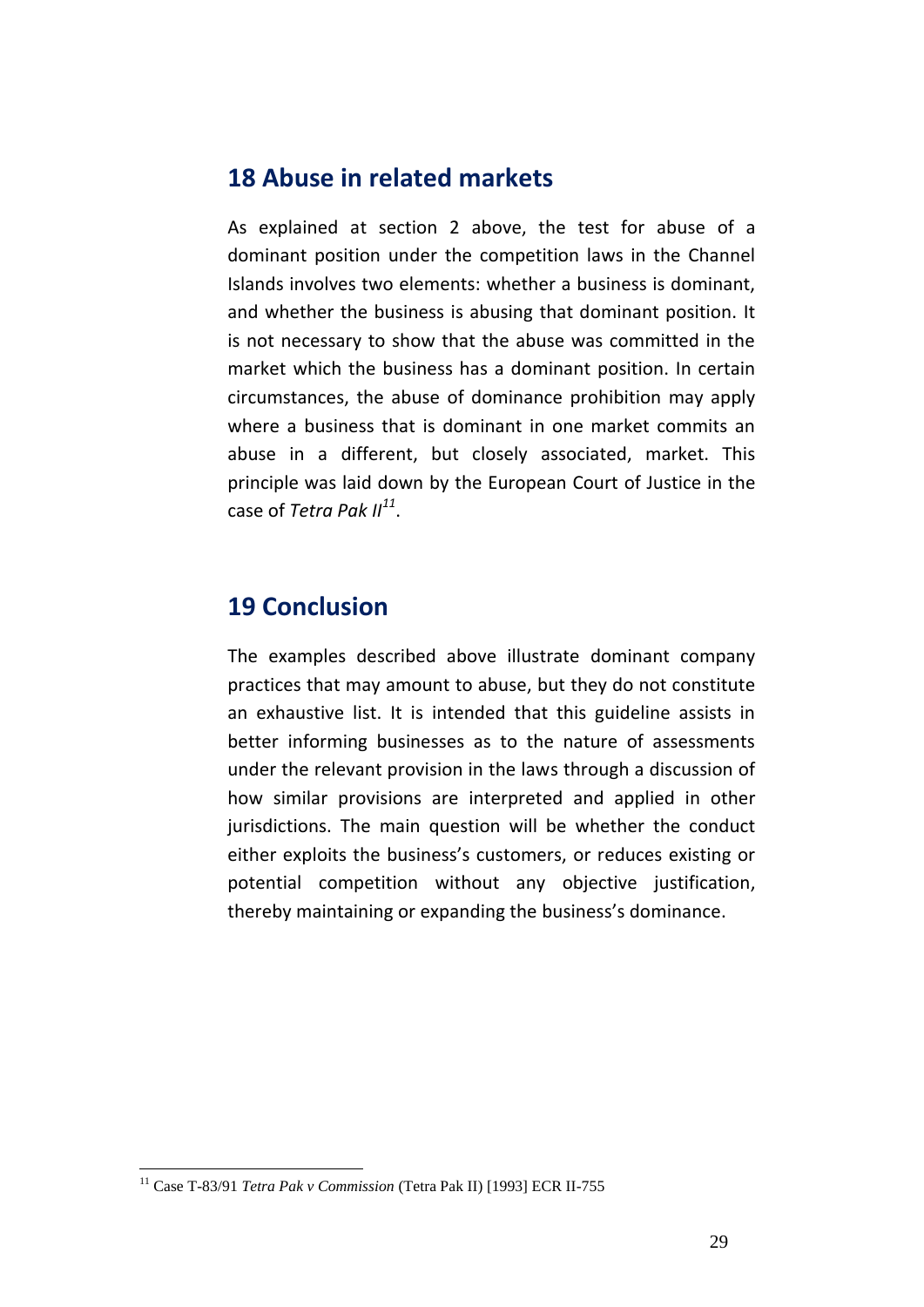## 18 Abuse in related markets

As explained at section 2 above, the test for abuse of a dominant position under the competition laws in the Channel Islands involves two elements: whether a business is dominant, and whether the business is abusing that dominant position. It is not necessary to show that the abuse was committed in the market which the business has a dominant position. In certain circumstances, the abuse of dominance prohibition may apply where a business that is dominant in one market commits an abuse in a different, but closely associated, market. This principle was laid down by the European Court of Justice in the case of *Tetra Pak II*[11].

## 19 Conclusion

The examples described above illustrate dominant company practices that may amount to abuse, but they do not constitute an exhaustive list. It is intended that this guideline assists in better informing businesses as to the nature of assessments under the relevant provision in the laws through a discussion of how similar provisions are interpreted and applied in other jurisdictions. The main question will be whether the conduct either exploits the business's customers, or reduces existing or potential competition without any objective justification, thereby maintaining or expanding the business's dominance.

---

[11] Case T-83/91 *Tetra Pak v Commission* (Tetra Pak II) [1993] ECR II-755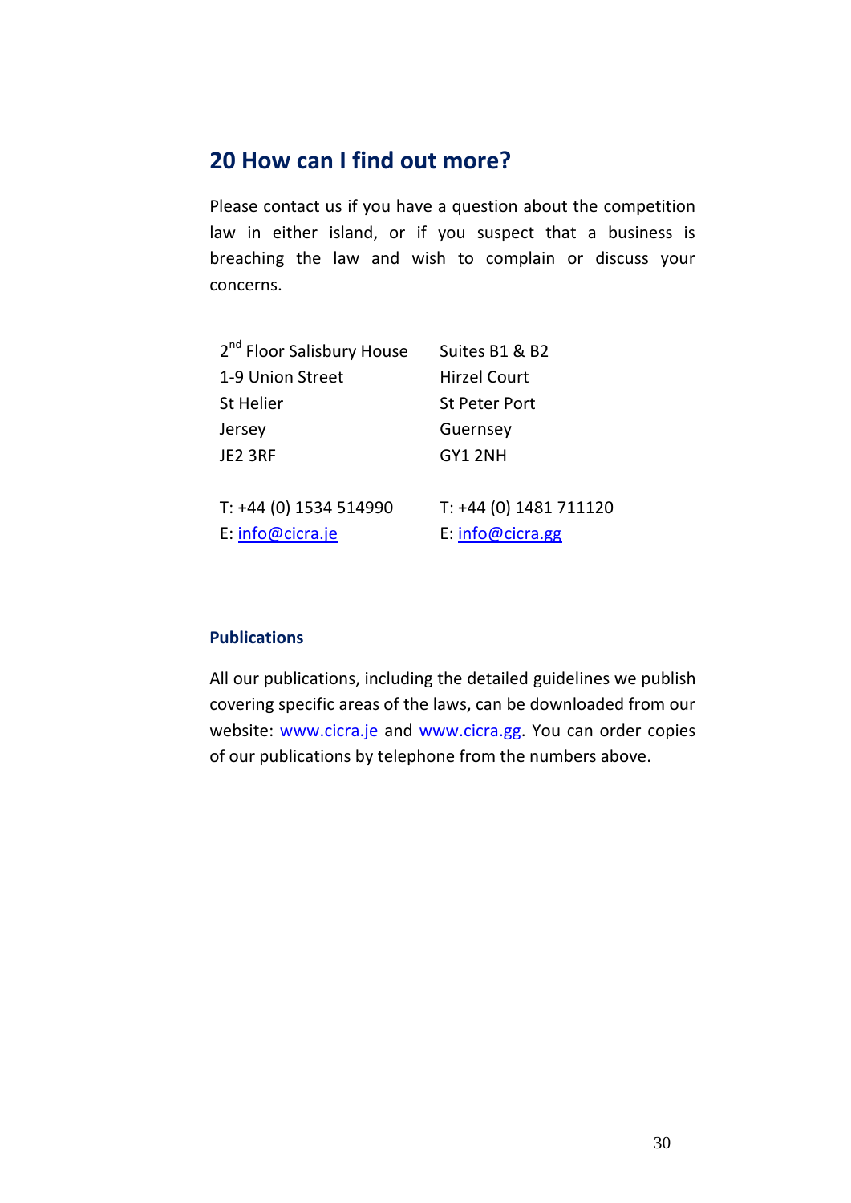## 20 How can I find out more?

Please contact us if you have a question about the competition law in either island, or if you suspect that a business is breaching the law and wish to complain or discuss your concerns.

| | |
|---|---|
| 2nd Floor Salisbury House | Suites B1 & B2 |
| 1-9 Union Street | Hirzel Court |
| St Helier | St Peter Port |
| Jersey | Guernsey |
| JE2 3RF | GY1 2NH |
| | |
| T: +44 (0) 1534 514990 | T: +44 (0) 1481 711120 |
| E: info@cicra.je | E: info@cicra.gg |

### Publications

All our publications, including the detailed guidelines we publish covering specific areas of the laws, can be downloaded from our website: www.cicra.je and www.cicra.gg. You can order copies of our publications by telephone from the numbers above.